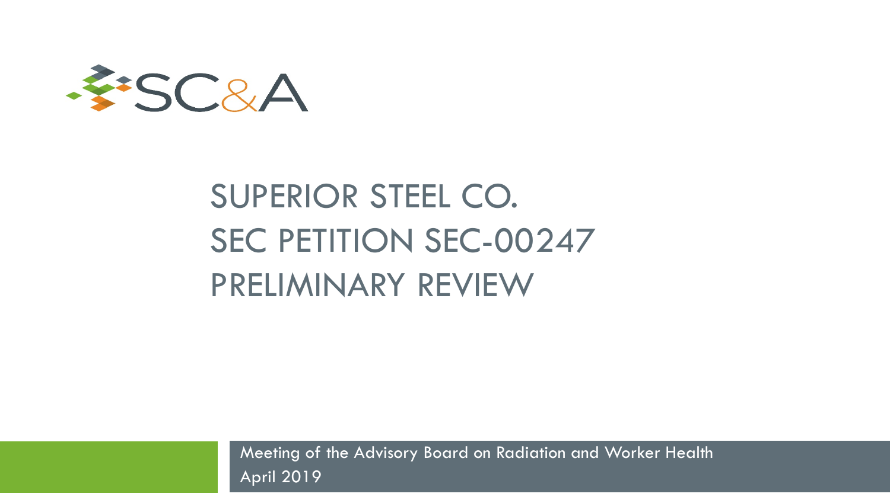SC&A

# SUPERIOR STEEL CO.
# SEC PETITION SEC-00247
# PRELIMINARY REVIEW

Meeting of the Advisory Board on Radiation and Worker Health
April 2019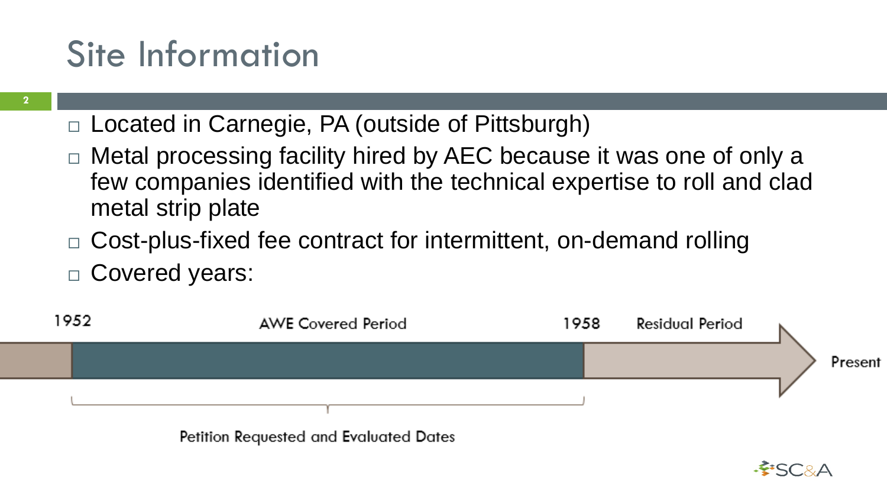# Site Information

- Located in Carnegie, PA (outside of Pittsburgh)
- Metal processing facility hired by AEC because it was one of only a few companies identified with the technical expertise to roll and clad metal strip plate
- Cost-plus-fixed fee contract for intermittent, on-demand rolling
- Covered years:

1952 — AWE Covered Period — 1958 — Residual Period — Present

Petition Requested and Evaluated Dates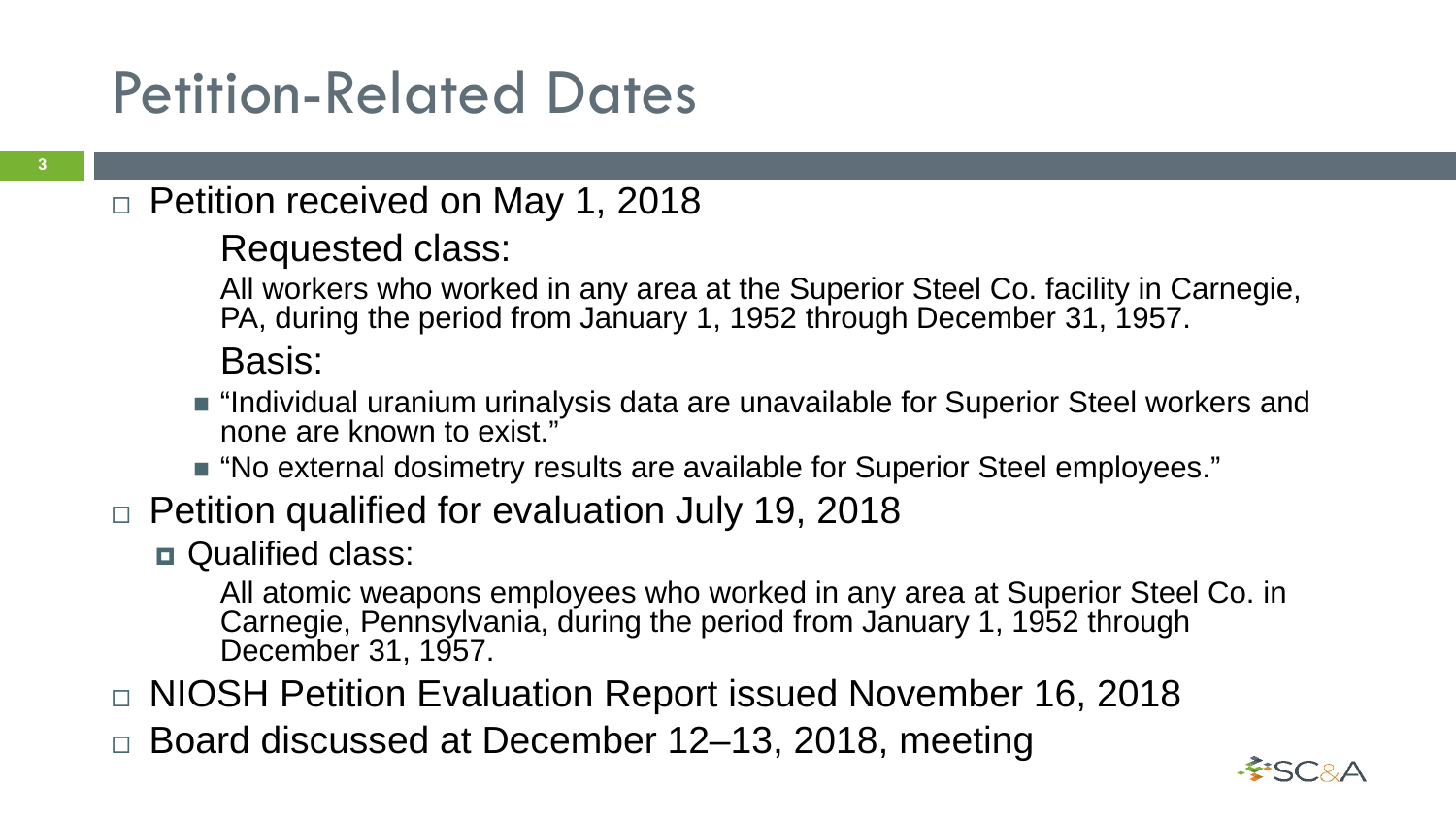# Petition-Related Dates

- Petition received on May 1, 2018

  Requested class:

  All workers who worked in any area at the Superior Steel Co. facility in Carnegie, PA, during the period from January 1, 1952 through December 31, 1957.

  Basis:

  - "Individual uranium urinalysis data are unavailable for Superior Steel workers and none are known to exist."
  - "No external dosimetry results are available for Superior Steel employees."

- Petition qualified for evaluation July 19, 2018
  - Qualified class:

    All atomic weapons employees who worked in any area at Superior Steel Co. in Carnegie, Pennsylvania, during the period from January 1, 1952 through December 31, 1957.

- NIOSH Petition Evaluation Report issued November 16, 2018
- Board discussed at December 12–13, 2018, meeting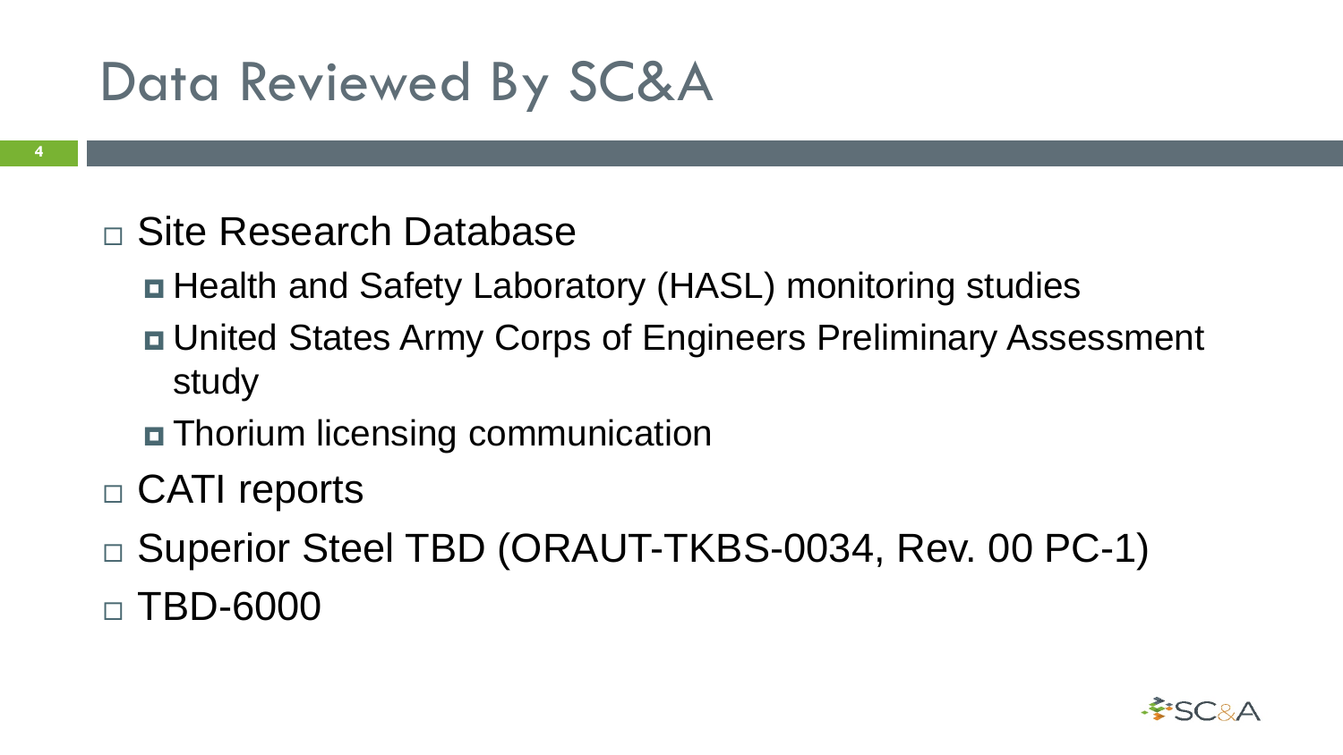# Data Reviewed By SC&A

- Site Research Database
  - Health and Safety Laboratory (HASL) monitoring studies
  - United States Army Corps of Engineers Preliminary Assessment study
  - Thorium licensing communication
- CATI reports
- Superior Steel TBD (ORAUT-TKBS-0034, Rev. 00 PC-1)
- TBD-6000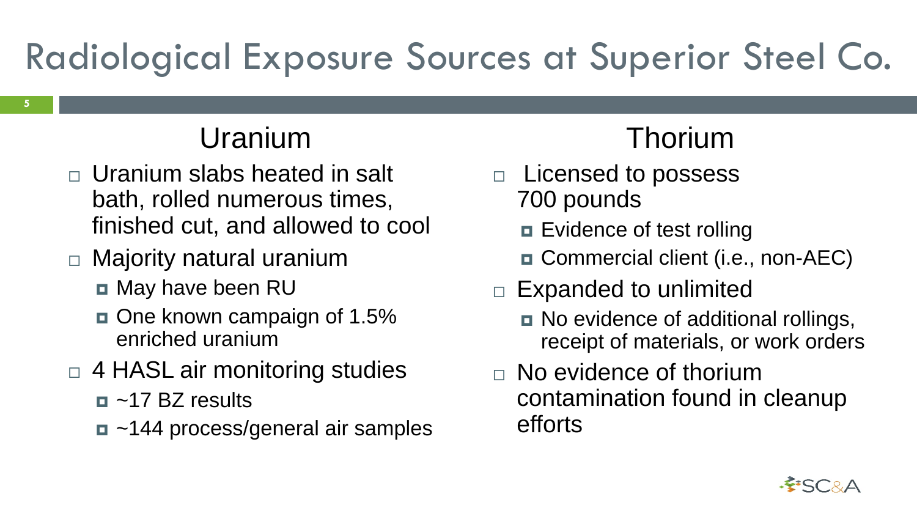# Radiological Exposure Sources at Superior Steel Co.

## Uranium

- Uranium slabs heated in salt bath, rolled numerous times, finished cut, and allowed to cool
- Majority natural uranium
  - May have been RU
  - One known campaign of 1.5% enriched uranium
- 4 HASL air monitoring studies
  - ~17 BZ results
  - ~144 process/general air samples

## Thorium

- Licensed to possess 700 pounds
  - Evidence of test rolling
  - Commercial client (i.e., non-AEC)
- Expanded to unlimited
  - No evidence of additional rollings, receipt of materials, or work orders
- No evidence of thorium contamination found in cleanup efforts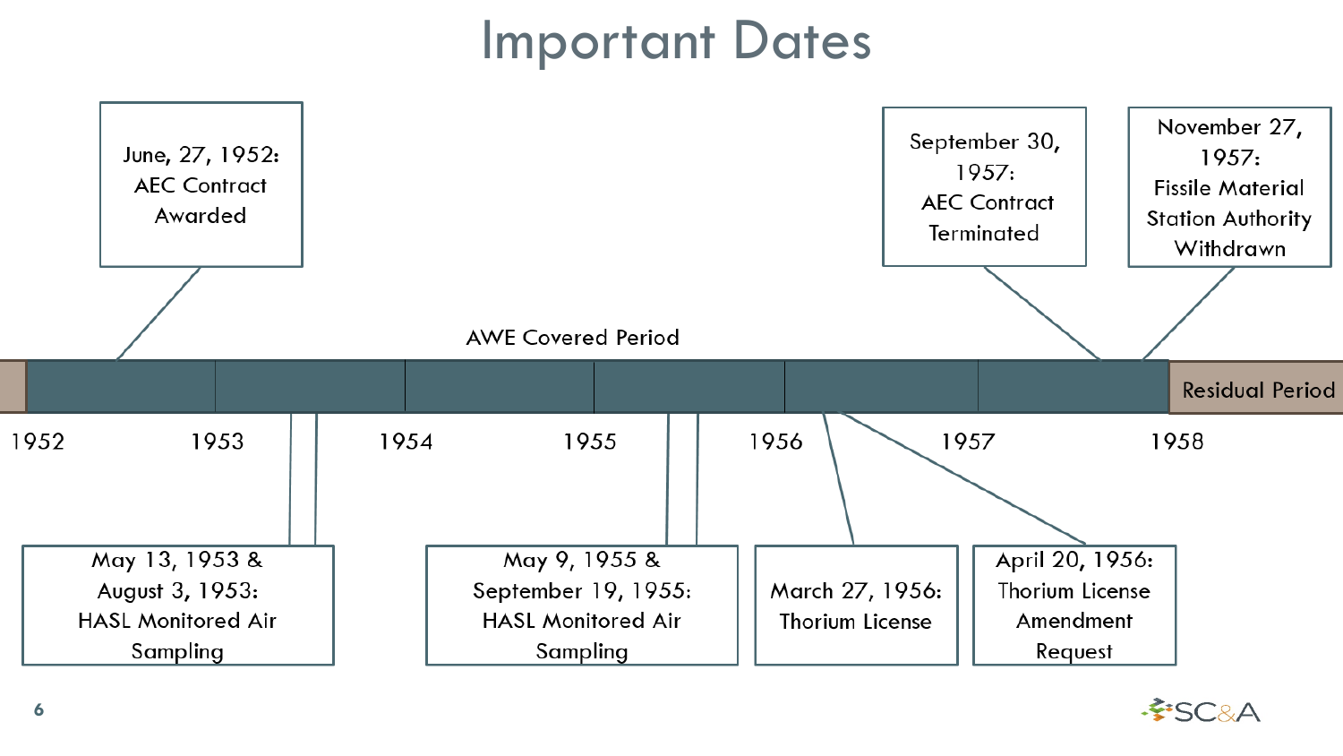# Important Dates

- June, 27, 1952: AEC Contract Awarded
- May 13, 1953 & August 3, 1953: HASL Monitored Air Sampling
- May 9, 1955 & September 19, 1955: HASL Monitored Air Sampling
- March 27, 1956: Thorium License
- April 20, 1956: Thorium License Amendment Request
- September 30, 1957: AEC Contract Terminated
- November 27, 1957: Fissile Material Station Authority Withdrawn

AWE Covered Period

Residual Period

1952 1953 1954 1955 1956 1957 1958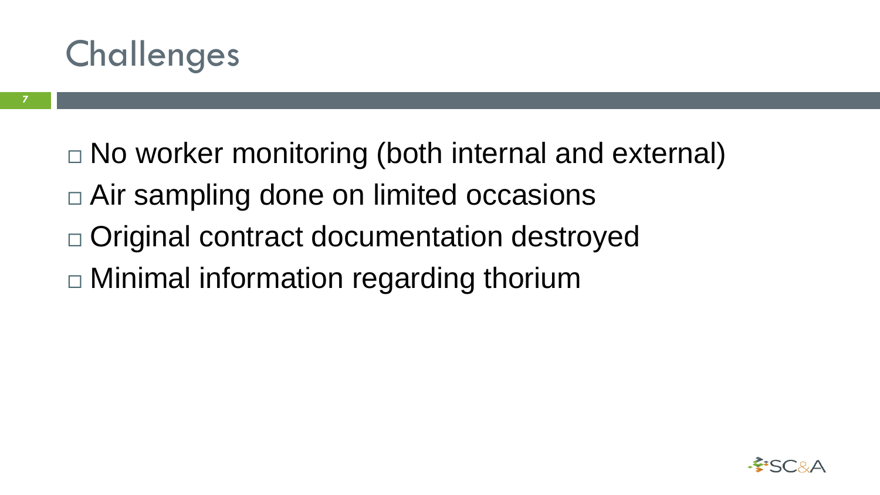# Challenges

- No worker monitoring (both internal and external)
- Air sampling done on limited occasions
- Original contract documentation destroyed
- Minimal information regarding thorium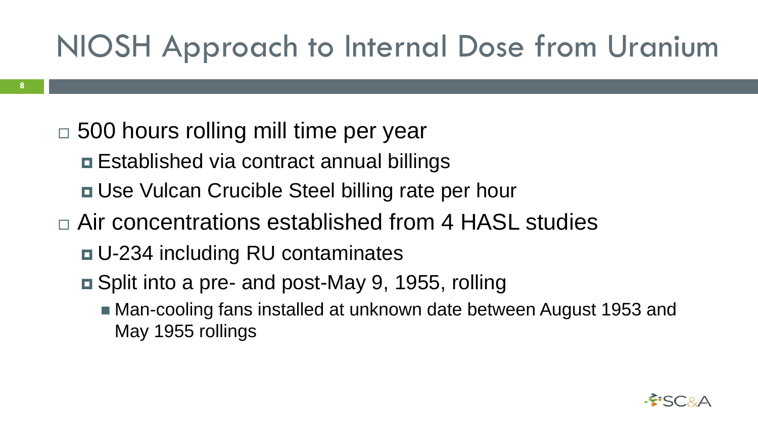# NIOSH Approach to Internal Dose from Uranium

- 500 hours rolling mill time per year
  - Established via contract annual billings
  - Use Vulcan Crucible Steel billing rate per hour
- Air concentrations established from 4 HASL studies
  - U-234 including RU contaminates
  - Split into a pre- and post-May 9, 1955, rolling
    - Man-cooling fans installed at unknown date between August 1953 and May 1955 rollings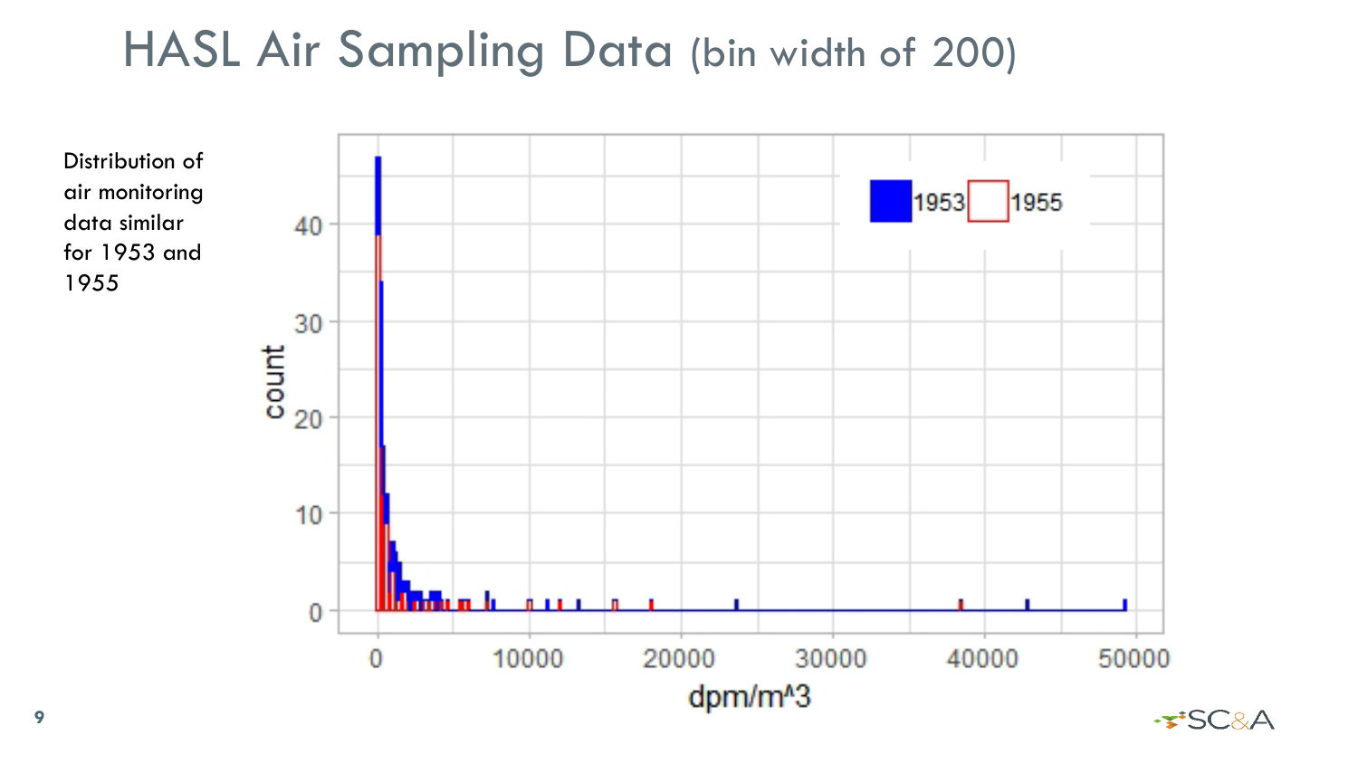# HASL Air Sampling Data (bin width of 200)

Distribution of air monitoring data similar for 1953 and 1955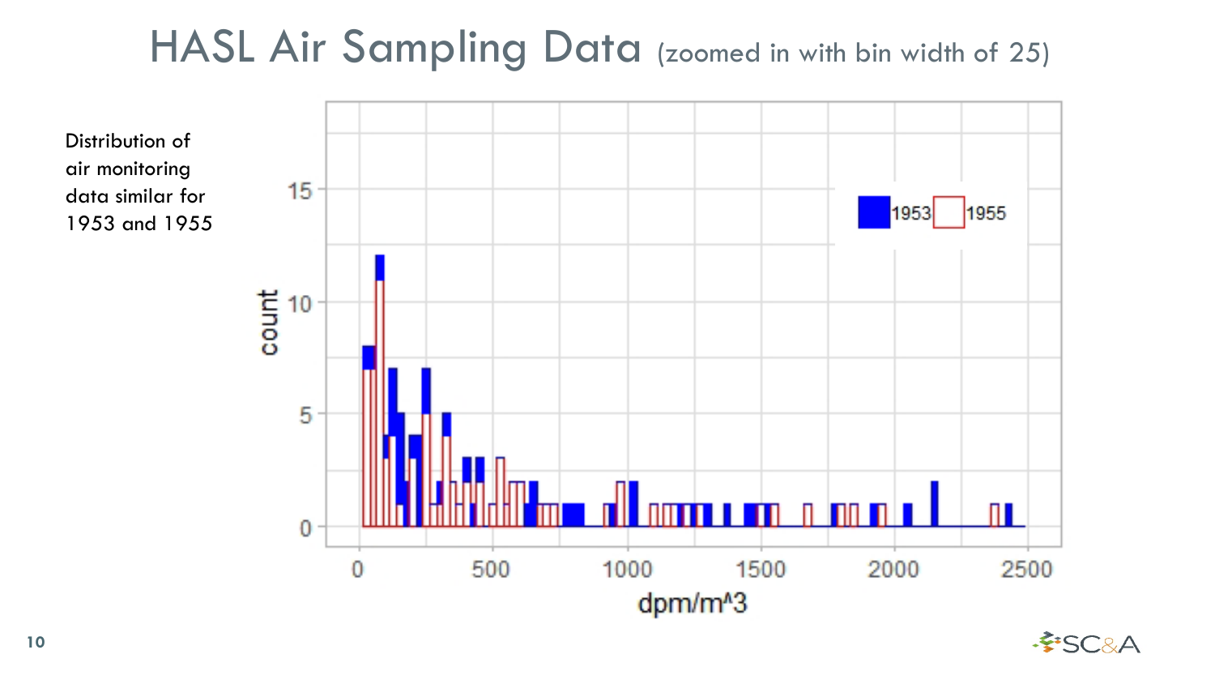# HASL Air Sampling Data (zoomed in with bin width of 25)

Distribution of air monitoring data similar for 1953 and 1955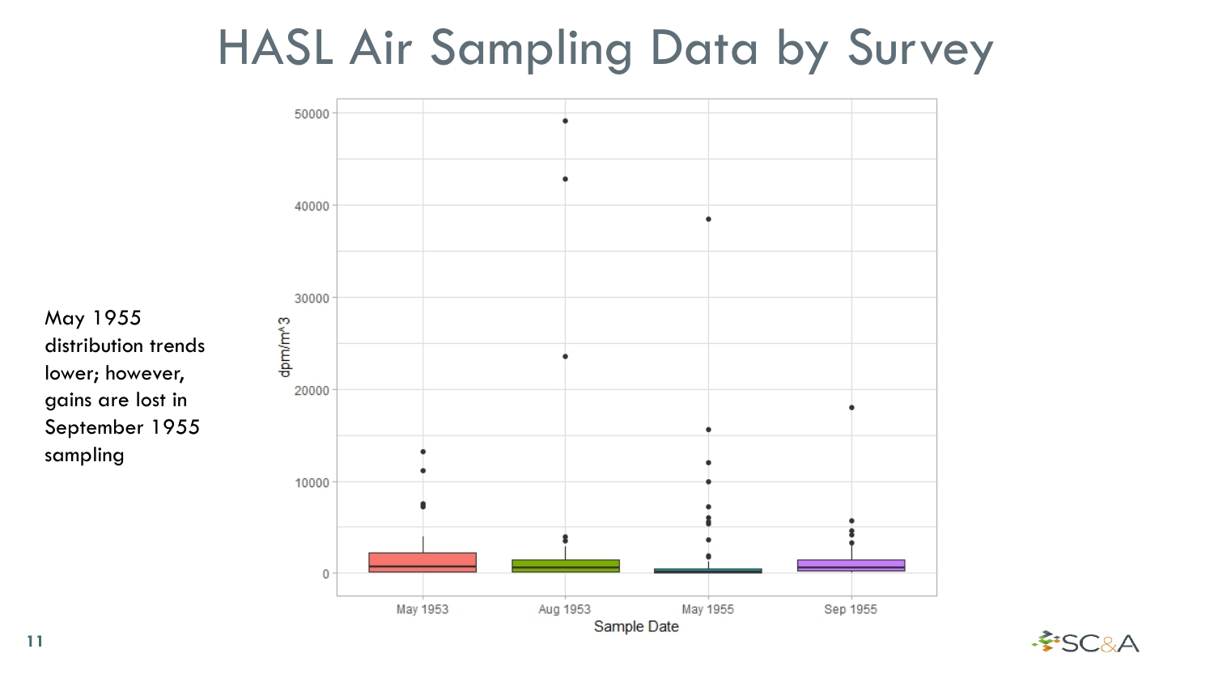# HASL Air Sampling Data by Survey

May 1955 distribution trends lower; however, gains are lost in September 1955 sampling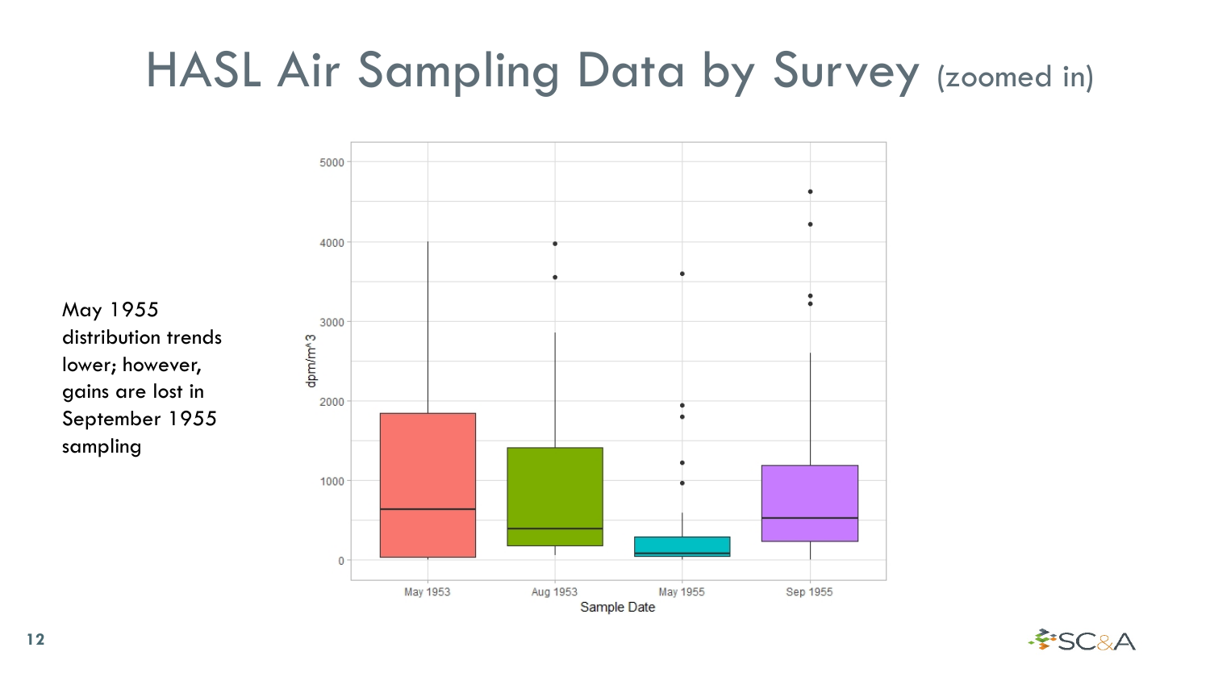# HASL Air Sampling Data by Survey (zoomed in)

May 1955 distribution trends lower; however, gains are lost in September 1955 sampling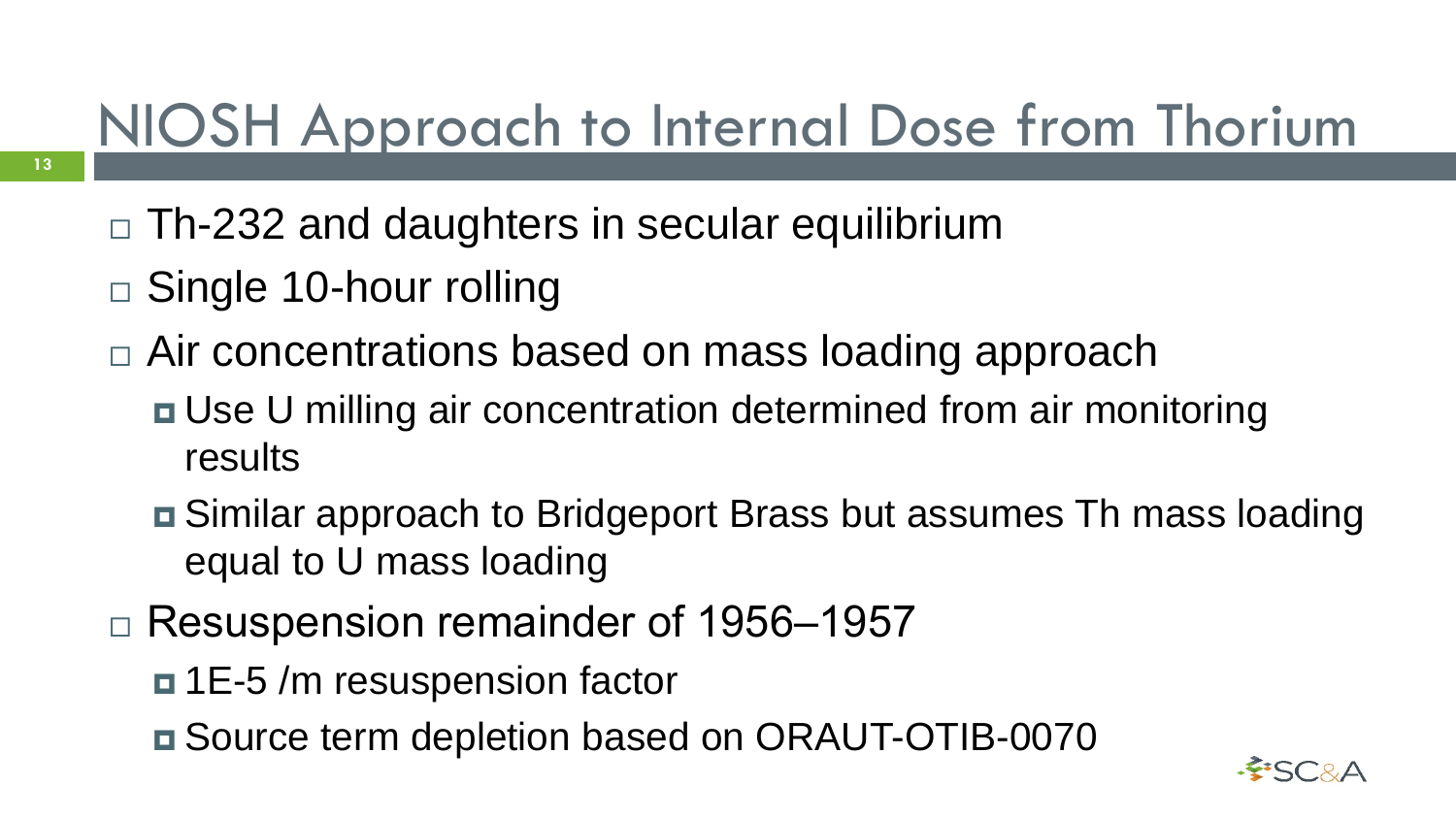# NIOSH Approach to Internal Dose from Thorium

- Th-232 and daughters in secular equilibrium
- Single 10-hour rolling
- Air concentrations based on mass loading approach
  - Use U milling air concentration determined from air monitoring results
  - Similar approach to Bridgeport Brass but assumes Th mass loading equal to U mass loading
- Resuspension remainder of 1956–1957
  - 1E-5 /m resuspension factor
  - Source term depletion based on ORAUT-OTIB-0070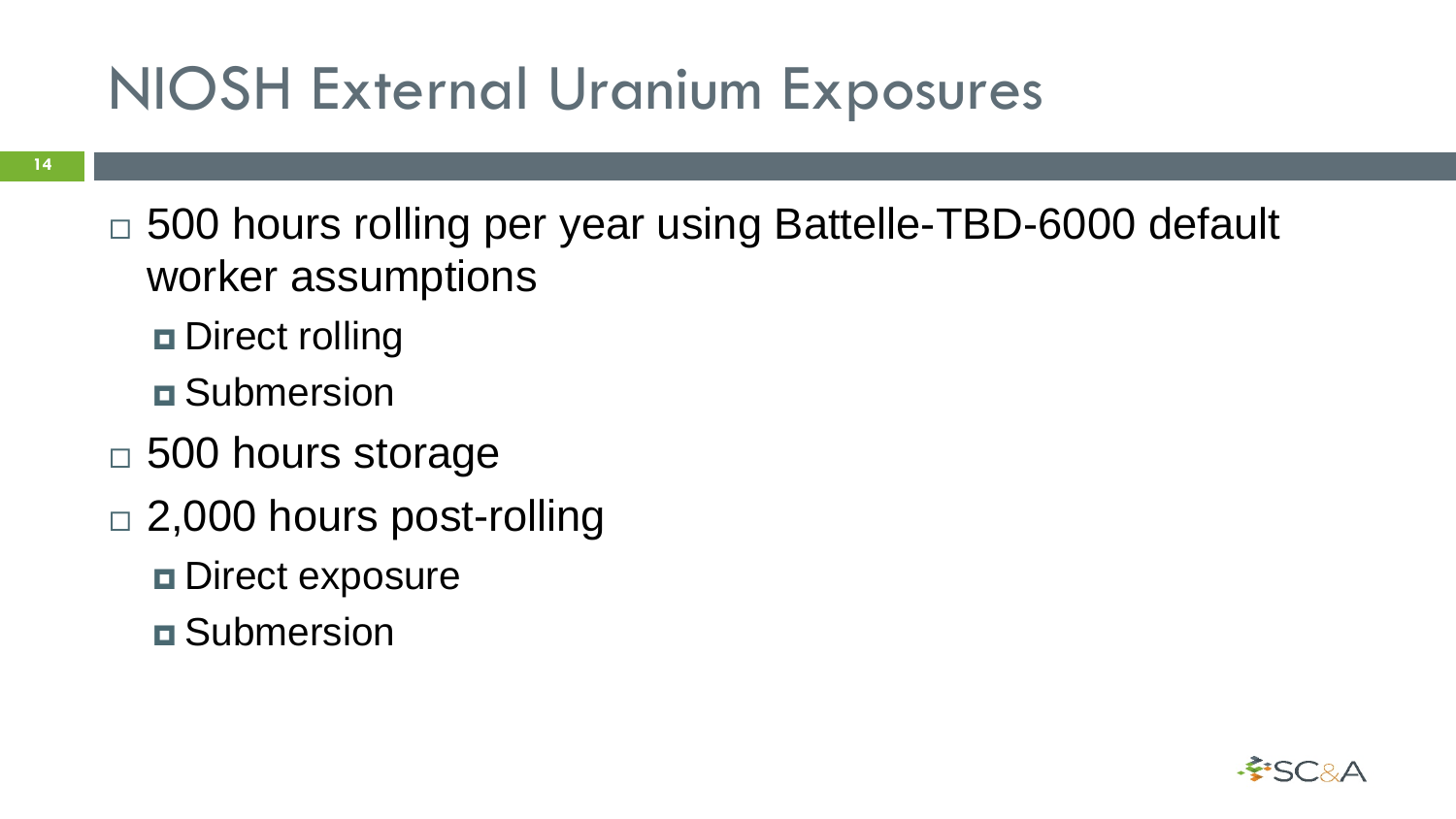# NIOSH External Uranium Exposures

- 500 hours rolling per year using Battelle-TBD-6000 default worker assumptions
  - Direct rolling
  - Submersion
- 500 hours storage
- 2,000 hours post-rolling
  - Direct exposure
  - Submersion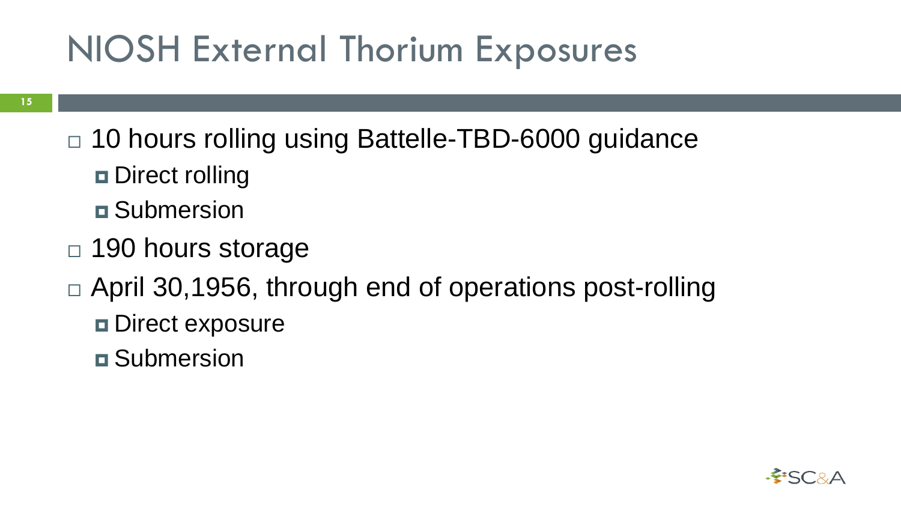# NIOSH External Thorium Exposures

- 10 hours rolling using Battelle-TBD-6000 guidance
  - Direct rolling
  - Submersion
- 190 hours storage
- April 30,1956, through end of operations post-rolling
  - Direct exposure
  - Submersion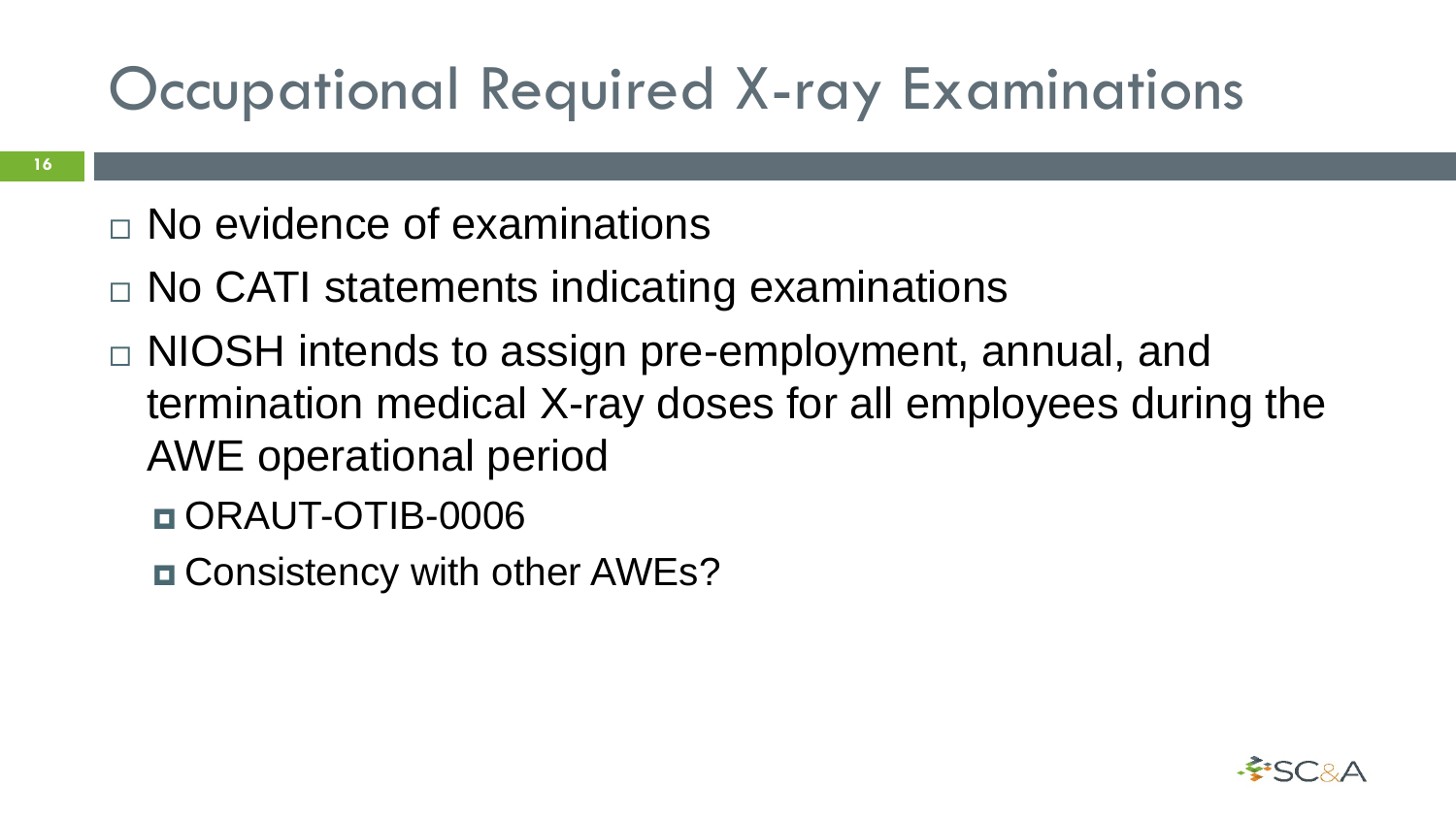# Occupational Required X-ray Examinations

- No evidence of examinations
- No CATI statements indicating examinations
- NIOSH intends to assign pre-employment, annual, and termination medical X-ray doses for all employees during the AWE operational period
  - ORAUT-OTIB-0006
  - Consistency with other AWEs?